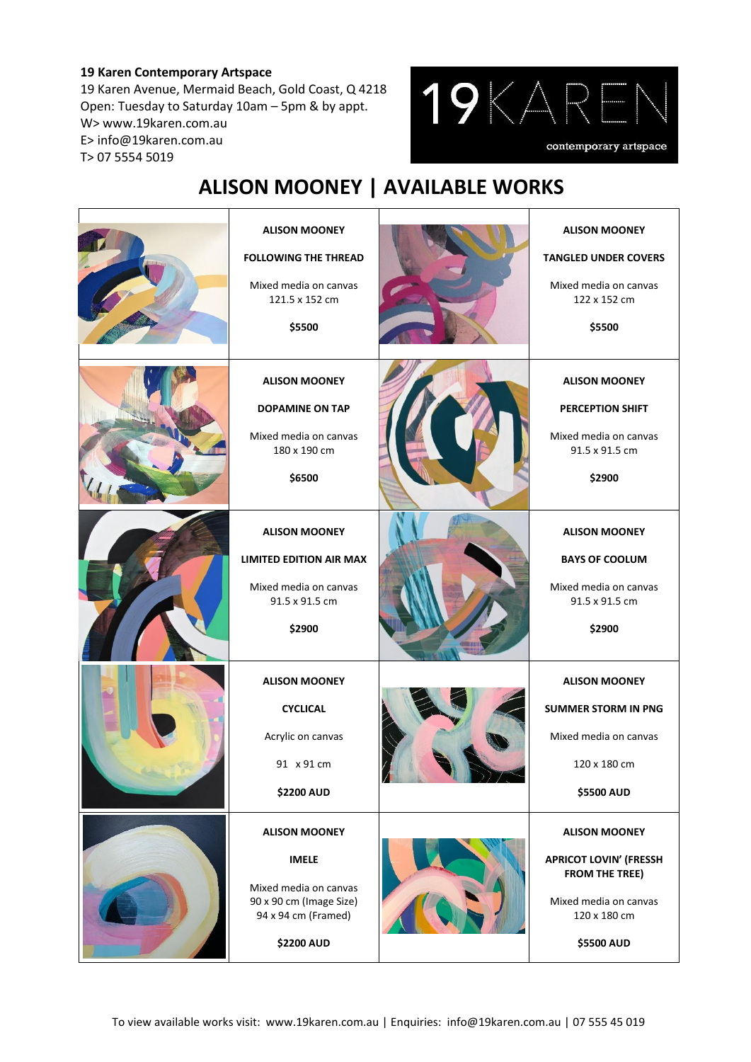**19 Karen Contemporary Artspace**
19 Karen Avenue, Mermaid Beach, Gold Coast, Q 4218
Open: Tuesday to Saturday 10am – 5pm & by appt.
W> www.19karen.com.au
E> info@19karen.com.au
T> 07 5554 5019

19KAREN contemporary artspace

# ALISON MOONEY | AVAILABLE WORKS

| | | | |
|---|---|---|---|
| | **ALISON MOONEY**<br><br>**FOLLOWING THE THREAD**<br><br>Mixed media on canvas<br>121.5 x 152 cm<br><br>**$5500** | | **ALISON MOONEY**<br><br>**TANGLED UNDER COVERS**<br><br>Mixed media on canvas<br>122 x 152 cm<br><br>**$5500** |
| | **ALISON MOONEY**<br><br>**DOPAMINE ON TAP**<br><br>Mixed media on canvas<br>180 x 190 cm<br><br>**$6500** | | **ALISON MOONEY**<br><br>**PERCEPTION SHIFT**<br><br>Mixed media on canvas<br>91.5 x 91.5 cm<br><br>**$2900** |
| | **ALISON MOONEY**<br><br>**LIMITED EDITION AIR MAX**<br><br>Mixed media on canvas<br>91.5 x 91.5 cm<br><br>**$2900** | | **ALISON MOONEY**<br><br>**BAYS OF COOLUM**<br><br>Mixed media on canvas<br>91.5 x 91.5 cm<br><br>**$2900** |
| | **ALISON MOONEY**<br><br>**CYCLICAL**<br><br>Acrylic on canvas<br><br>91 x 91 cm<br><br>**$2200 AUD** | | **ALISON MOONEY**<br><br>**SUMMER STORM IN PNG**<br><br>Mixed media on canvas<br><br>120 x 180 cm<br><br>**$5500 AUD** |
| | **ALISON MOONEY**<br><br>**IMELE**<br><br>Mixed media on canvas<br>90 x 90 cm (Image Size)<br>94 x 94 cm (Framed)<br><br>**$2200 AUD** | | **ALISON MOONEY**<br><br>**APRICOT LOVIN' (FRESSH FROM THE TREE)**<br><br>Mixed media on canvas<br>120 x 180 cm<br><br>**$5500 AUD** |

To view available works visit: www.19karen.com.au | Enquiries: info@19karen.com.au | 07 555 45 019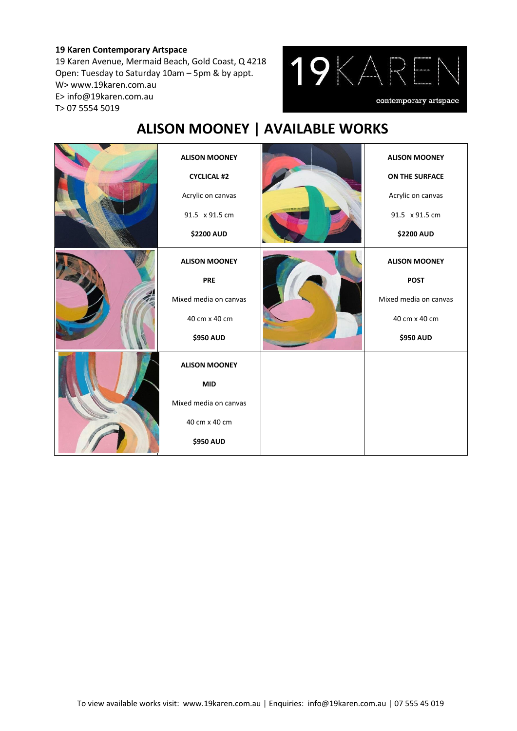**19 Karen Contemporary Artspace**
19 Karen Avenue, Mermaid Beach, Gold Coast, Q 4218
Open: Tuesday to Saturday 10am – 5pm & by appt.
W> www.19karen.com.au
E> info@19karen.com.au
T> 07 5554 5019

19KAREN
contemporary artspace

## ALISON MOONEY | AVAILABLE WORKS

| | | | |
|---|---|---|---|
| | **ALISON MOONEY**<br>**CYCLICAL #2**<br>Acrylic on canvas<br>91.5 x 91.5 cm<br>**$2200 AUD** | | **ALISON MOONEY**<br>**ON THE SURFACE**<br>Acrylic on canvas<br>91.5 x 91.5 cm<br>**$2200 AUD** |
| | **ALISON MOONEY**<br>**PRE**<br>Mixed media on canvas<br>40 cm x 40 cm<br>**$950 AUD** | | **ALISON MOONEY**<br>**POST**<br>Mixed media on canvas<br>40 cm x 40 cm<br>**$950 AUD** |
| | **ALISON MOONEY**<br>**MID**<br>Mixed media on canvas<br>40 cm x 40 cm<br>**$950 AUD** | | |

To view available works visit: www.19karen.com.au | Enquiries: info@19karen.com.au | 07 555 45 019